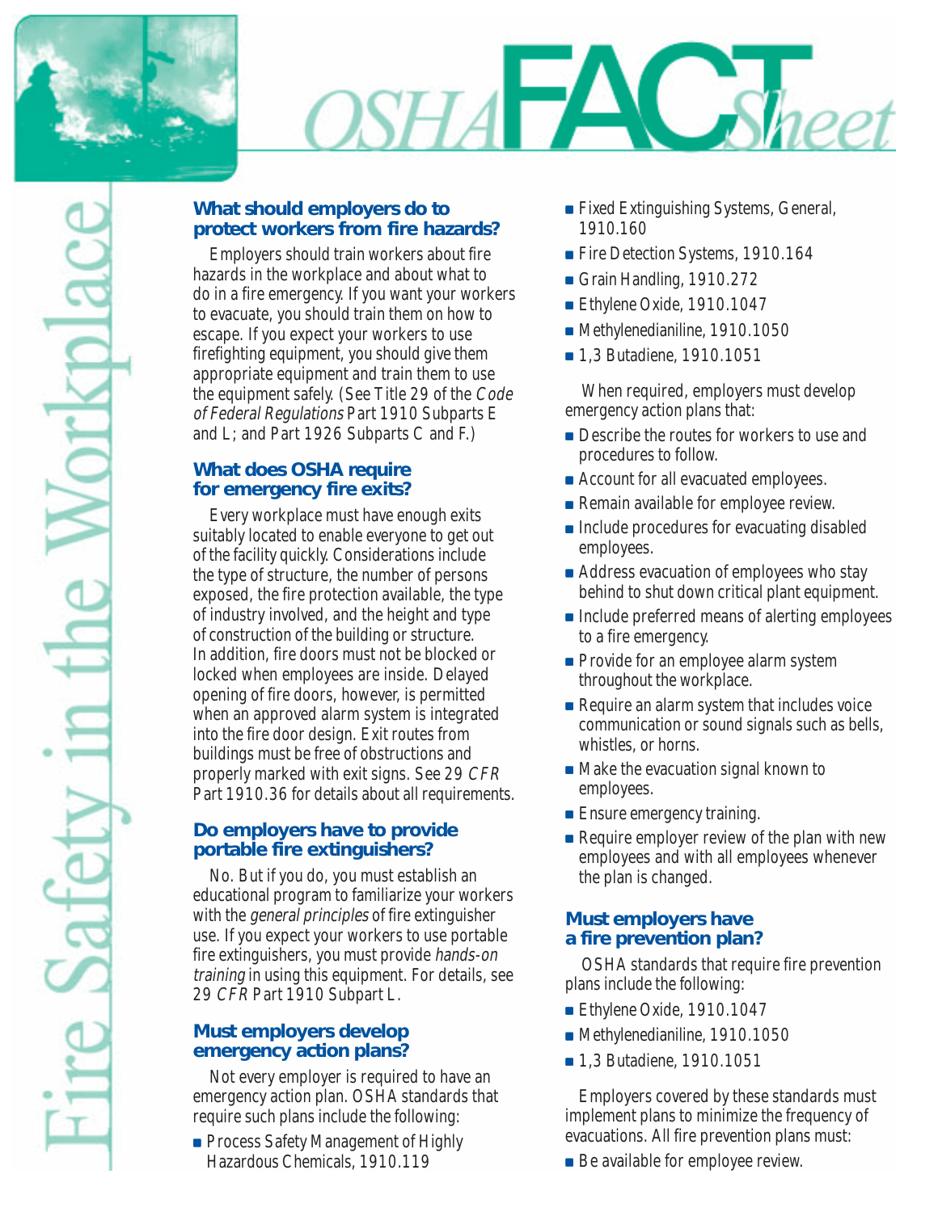# OSHA FACT Sheet

## Fire Safety in the Workplace

### What should employers do to protect workers from fire hazards?

Employers should train workers about fire hazards in the workplace and about what to do in a fire emergency. If you want your workers to evacuate, you should train them on how to escape. If you expect your workers to use firefighting equipment, you should give them appropriate equipment and train them to use the equipment safely. (See Title 29 of the *Code of Federal Regulations* Part 1910 Subparts E and L; and Part 1926 Subparts C and F.)

### What does OSHA require for emergency fire exits?

Every workplace must have enough exits suitably located to enable everyone to get out of the facility quickly. Considerations include the type of structure, the number of persons exposed, the fire protection available, the type of industry involved, and the height and type of construction of the building or structure. In addition, fire doors must not be blocked or locked when employees are inside. Delayed opening of fire doors, however, is permitted when an approved alarm system is integrated into the fire door design. Exit routes from buildings must be free of obstructions and properly marked with exit signs. See 29 *CFR* Part 1910.36 for details about all requirements.

### Do employers have to provide portable fire extinguishers?

No. But if you do, you must establish an educational program to familiarize your workers with the *general principles* of fire extinguisher use. If you expect your workers to use portable fire extinguishers, you must provide *hands-on training* in using this equipment. For details, see 29 *CFR* Part 1910 Subpart L.

### Must employers develop emergency action plans?

Not every employer is required to have an emergency action plan. OSHA standards that require such plans include the following:

- Process Safety Management of Highly Hazardous Chemicals, 1910.119
- Fixed Extinguishing Systems, General, 1910.160
- Fire Detection Systems, 1910.164
- Grain Handling, 1910.272
- Ethylene Oxide, 1910.1047
- Methylenedianiline, 1910.1050
- 1,3 Butadiene, 1910.1051

When required, employers must develop emergency action plans that:

- Describe the routes for workers to use and procedures to follow.
- Account for all evacuated employees.
- Remain available for employee review.
- Include procedures for evacuating disabled employees.
- Address evacuation of employees who stay behind to shut down critical plant equipment.
- Include preferred means of alerting employees to a fire emergency.
- Provide for an employee alarm system throughout the workplace.
- Require an alarm system that includes voice communication or sound signals such as bells, whistles, or horns.
- Make the evacuation signal known to employees.
- Ensure emergency training.
- Require employer review of the plan with new employees and with all employees whenever the plan is changed.

### Must employers have a fire prevention plan?

OSHA standards that require fire prevention plans include the following:

- Ethylene Oxide, 1910.1047
- Methylenedianiline, 1910.1050
- 1,3 Butadiene, 1910.1051

Employers covered by these standards must implement plans to minimize the frequency of evacuations. All fire prevention plans must:

- Be available for employee review.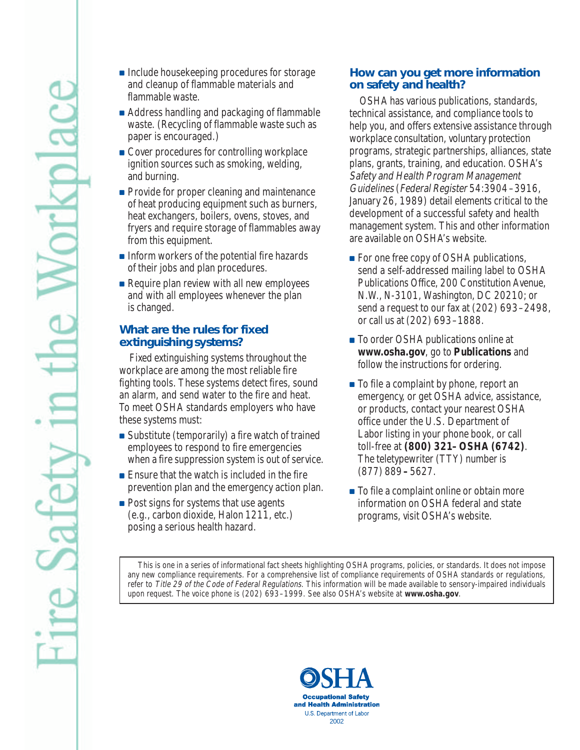- Include housekeeping procedures for storage and cleanup of flammable materials and flammable waste.
- Address handling and packaging of flammable waste. (Recycling of flammable waste such as paper is encouraged.)
- Cover procedures for controlling workplace ignition sources such as smoking, welding, and burning.
- Provide for proper cleaning and maintenance of heat producing equipment such as burners, heat exchangers, boilers, ovens, stoves, and fryers and require storage of flammables away from this equipment.
- Inform workers of the potential fire hazards of their jobs and plan procedures.
- Require plan review with all new employees and with all employees whenever the plan is changed.

## What are the rules for fixed extinguishing systems?

Fixed extinguishing systems throughout the workplace are among the most reliable fire fighting tools. These systems detect fires, sound an alarm, and send water to the fire and heat. To meet OSHA standards employers who have these systems must:

- Substitute (temporarily) a fire watch of trained employees to respond to fire emergencies when a fire suppression system is out of service.
- Ensure that the watch is included in the fire prevention plan and the emergency action plan.
- Post signs for systems that use agents (e.g., carbon dioxide, Halon 1211, etc.) posing a serious health hazard.

## How can you get more information on safety and health?

OSHA has various publications, standards, technical assistance, and compliance tools to help you, and offers extensive assistance through workplace consultation, voluntary protection programs, strategic partnerships, alliances, state plans, grants, training, and education. OSHA's *Safety and Health Program Management Guidelines* (*Federal Register* 54:3904–3916, January 26, 1989) detail elements critical to the development of a successful safety and health management system. This and other information are available on OSHA's website.

- For one free copy of OSHA publications, send a self-addressed mailing label to OSHA Publications Office, 200 Constitution Avenue, N.W., N-3101, Washington, DC 20210; or send a request to our fax at (202) 693–2498, or call us at (202) 693–1888.
- To order OSHA publications online at **www.osha.gov**, go to **Publications** and follow the instructions for ordering.
- To file a complaint by phone, report an emergency, or get OSHA advice, assistance, or products, contact your nearest OSHA office under the U.S. Department of Labor listing in your phone book, or call toll-free at **(800) 321–OSHA (6742)**. The teletypewriter (TTY) number is (877) 889–5627.
- To file a complaint online or obtain more information on OSHA federal and state programs, visit OSHA's website.

This is one in a series of informational fact sheets highlighting OSHA programs, policies, or standards. It does not impose any new compliance requirements. For a comprehensive list of compliance requirements of OSHA standards or regulations, refer to *Title 29 of the Code of Federal Regulations*. This information will be made available to sensory-impaired individuals upon request. The voice phone is (202) 693–1999. See also OSHA's website at **www.osha.gov**.

OSHA
Occupational Safety and Health Administration
U.S. Department of Labor
2002